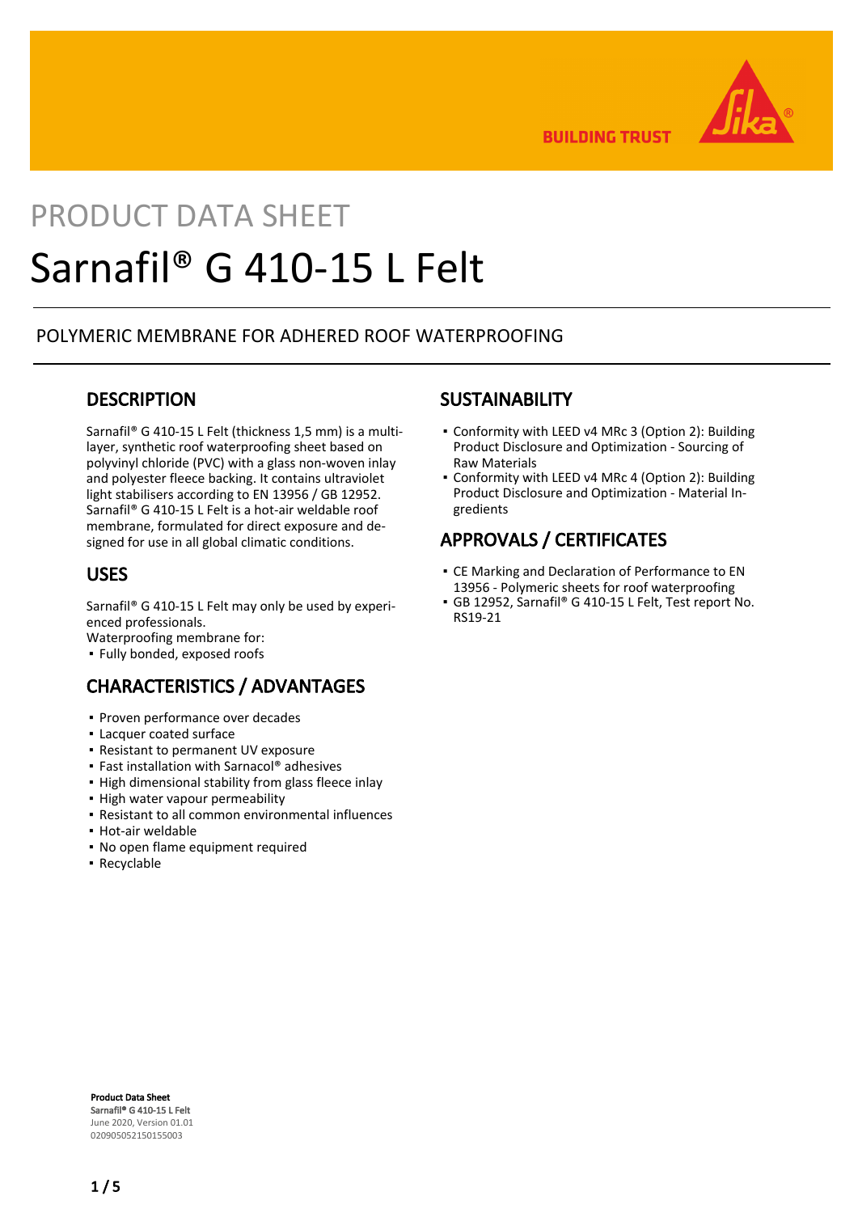# PRODUCT DATA SHEET

# Sarnafil® G 410-15 L Felt

POLYMERIC MEMBRANE FOR ADHERED ROOF WATERPROOFING

## DESCRIPTION

Sarnafil® G 410-15 L Felt (thickness 1,5 mm) is a multi-layer, synthetic roof waterproofing sheet based on polyvinyl chloride (PVC) with a glass non-woven inlay and polyester fleece backing. It contains ultraviolet light stabilisers according to EN 13956 / GB 12952. Sarnafil® G 410-15 L Felt is a hot-air weldable roof membrane, formulated for direct exposure and designed for use in all global climatic conditions.

## USES

Sarnafil® G 410-15 L Felt may only be used by experienced professionals.

Waterproofing membrane for:

- Fully bonded, exposed roofs

## CHARACTERISTICS / ADVANTAGES

- Proven performance over decades
- Lacquer coated surface
- Resistant to permanent UV exposure
- Fast installation with Sarnacol® adhesives
- High dimensional stability from glass fleece inlay
- High water vapour permeability
- Resistant to all common environmental influences
- Hot-air weldable
- No open flame equipment required
- Recyclable

## SUSTAINABILITY

- Conformity with LEED v4 MRc 3 (Option 2): Building Product Disclosure and Optimization - Sourcing of Raw Materials
- Conformity with LEED v4 MRc 4 (Option 2): Building Product Disclosure and Optimization - Material Ingredients

## APPROVALS / CERTIFICATES

- CE Marking and Declaration of Performance to EN 13956 - Polymeric sheets for roof waterproofing
- GB 12952, Sarnafil® G 410-15 L Felt, Test report No. RS19-21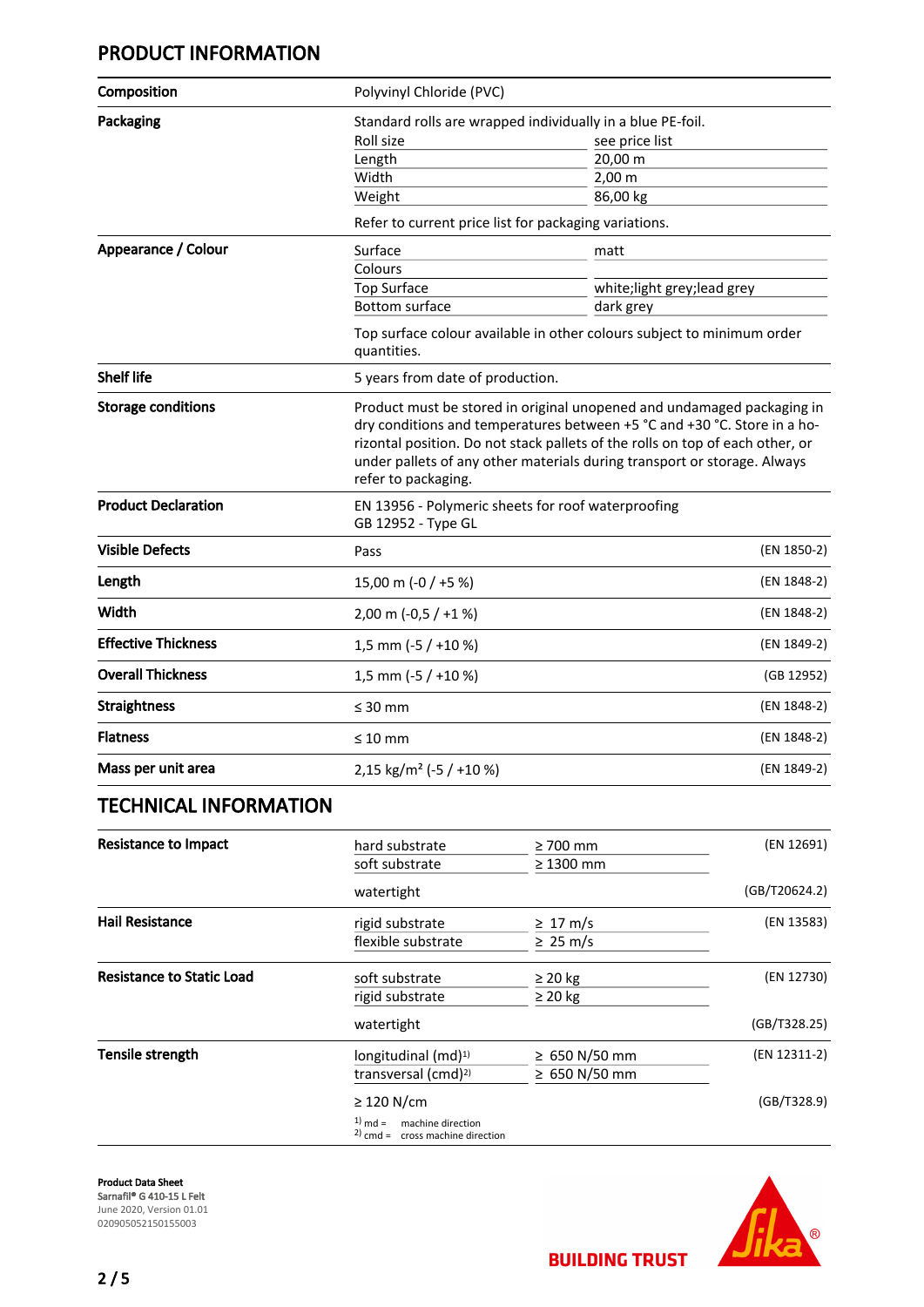## PRODUCT INFORMATION

| | | |
|---|---|---|
| **Composition** | Polyvinyl Chloride (PVC) | |
| **Packaging** | Standard rolls are wrapped individually in a blue PE-foil.<br>Roll size: see price list<br>Length: 20,00 m<br>Width: 2,00 m<br>Weight: 86,00 kg<br><br>Refer to current price list for packaging variations. | |
| **Appearance / Colour** | Surface: matt<br>Colours<br>Top Surface: white;light grey;lead grey<br>Bottom surface: dark grey<br><br>Top surface colour available in other colours subject to minimum order quantities. | |
| **Shelf life** | 5 years from date of production. | |
| **Storage conditions** | Product must be stored in original unopened and undamaged packaging in dry conditions and temperatures between +5 °C and +30 °C. Store in a horizontal position. Do not stack pallets of the rolls on top of each other, or under pallets of any other materials during transport or storage. Always refer to packaging. | |
| **Product Declaration** | EN 13956 - Polymeric sheets for roof waterproofing<br>GB 12952 - Type GL | |
| **Visible Defects** | Pass | (EN 1850-2) |
| **Length** | 15,00 m (-0 / +5 %) | (EN 1848-2) |
| **Width** | 2,00 m (-0,5 / +1 %) | (EN 1848-2) |
| **Effective Thickness** | 1,5 mm (-5 / +10 %) | (EN 1849-2) |
| **Overall Thickness** | 1,5 mm (-5 / +10 %) | (GB 12952) |
| **Straightness** | ≤ 30 mm | (EN 1848-2) |
| **Flatness** | ≤ 10 mm | (EN 1848-2) |
| **Mass per unit area** | 2,15 kg/m² (-5 / +10 %) | (EN 1849-2) |

## TECHNICAL INFORMATION

| | | | |
|---|---|---|---|
| **Resistance to Impact** | hard substrate | ≥ 700 mm | (EN 12691) |
| | soft substrate | ≥ 1300 mm | |
| | watertight | | (GB/T20624.2) |
| **Hail Resistance** | rigid substrate | ≥ 17 m/s | (EN 13583) |
| | flexible substrate | ≥ 25 m/s | |
| **Resistance to Static Load** | soft substrate | ≥ 20 kg | (EN 12730) |
| | rigid substrate | ≥ 20 kg | |
| | watertight | | (GB/T328.25) |
| **Tensile strength** | longitudinal (md)[1] | ≥ 650 N/50 mm | (EN 12311-2) |
| | transversal (cmd)[2] | ≥ 650 N/50 mm | |
| | ≥ 120 N/cm | | (GB/T328.9) |

[1] md = machine direction
[2] cmd = cross machine direction

**Product Data Sheet**
Sarnafil® G 410-15 L Felt
June 2020, Version 01.01
020905052150155003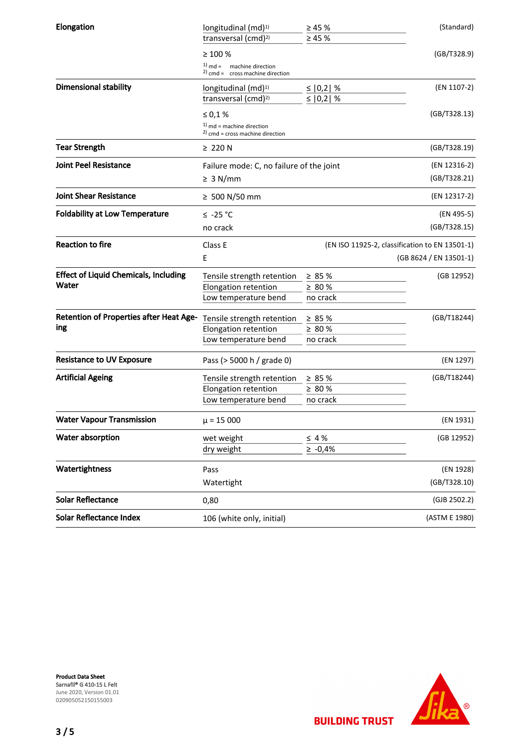| | | | |
|---|---|---|---|
| **Elongation** | longitudinal (md)[1] | ≥ 45 % | (Standard) |
| | transversal (cmd)[2] | ≥ 45 % | |
| | ≥ 100 % | | (GB/T328.9) |
| | [1] md = machine direction<br>[2] cmd = cross machine direction | | |
| **Dimensional stability** | longitudinal (md)[1] | ≤ \|0,2\| % | (EN 1107-2) |
| | transversal (cmd)[2] | ≤ \|0,2\| % | |
| | ≤ 0,1 % | | (GB/T328.13) |
| | [1] md = machine direction<br>[2] cmd = cross machine direction | | |
| **Tear Strength** | ≥ 220 N | | (GB/T328.19) |
| **Joint Peel Resistance** | Failure mode: C, no failure of the joint | | (EN 12316-2) |
| | ≥ 3 N/mm | | (GB/T328.21) |
| **Joint Shear Resistance** | ≥ 500 N/50 mm | | (EN 12317-2) |
| **Foldability at Low Temperature** | ≤ -25 °C | | (EN 495-5) |
| | no crack | | (GB/T328.15) |
| **Reaction to fire** | Class E | | (EN ISO 11925-2, classification to EN 13501-1) |
| | E | | (GB 8624 / EN 13501-1) |
| **Effect of Liquid Chemicals, Including Water** | Tensile strength retention | ≥ 85 % | (GB 12952) |
| | Elongation retention | ≥ 80 % | |
| | Low temperature bend | no crack | |
| **Retention of Properties after Heat Ageing** | Tensile strength retention | ≥ 85 % | (GB/T18244) |
| | Elongation retention | ≥ 80 % | |
| | Low temperature bend | no crack | |
| **Resistance to UV Exposure** | Pass (> 5000 h / grade 0) | | (EN 1297) |
| **Artificial Ageing** | Tensile strength retention | ≥ 85 % | (GB/T18244) |
| | Elongation retention | ≥ 80 % | |
| | Low temperature bend | no crack | |
| **Water Vapour Transmission** | μ = 15 000 | | (EN 1931) |
| **Water absorption** | wet weight | ≤ 4 % | (GB 12952) |
| | dry weight | ≥ -0,4% | |
| **Watertightness** | Pass | | (EN 1928) |
| | Watertight | | (GB/T328.10) |
| **Solar Reflectance** | 0,80 | | (GJB 2502.2) |
| **Solar Reflectance Index** | 106 (white only, initial) | | (ASTM E 1980) |

**Product Data Sheet**
**Sarnafil® G 410-15 L Felt**
June 2020, Version 01.01
020905052150155003

BUILDING TRUST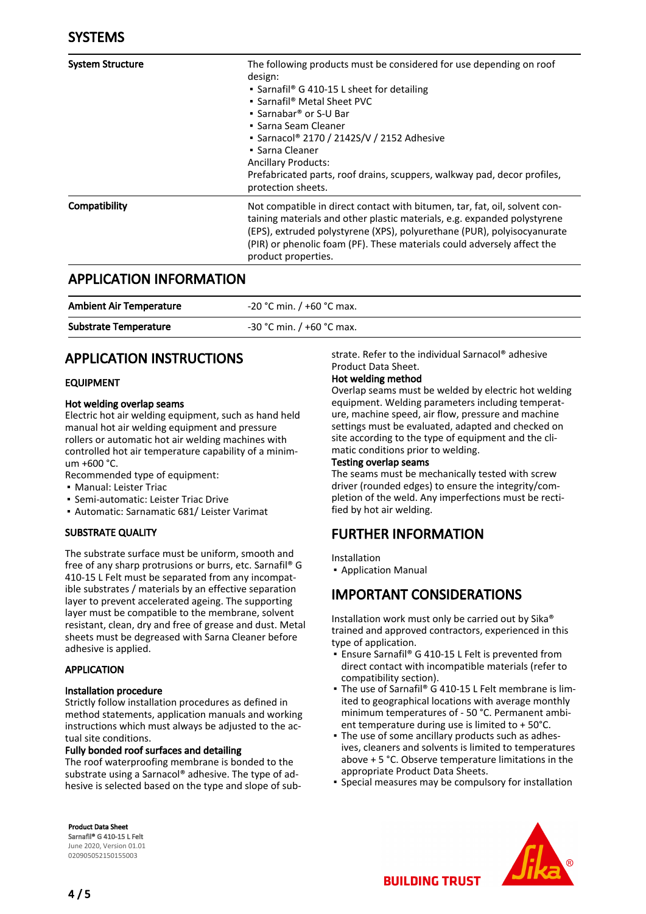## SYSTEMS

| | |
|---|---|
| **System Structure** | The following products must be considered for use depending on roof design:<br>▪ Sarnafil® G 410-15 L sheet for detailing<br>▪ Sarnafil® Metal Sheet PVC<br>▪ Sarnabar® or S-U Bar<br>▪ Sarna Seam Cleaner<br>▪ Sarnacol® 2170 / 2142S/V / 2152 Adhesive<br>▪ Sarna Cleaner<br>Ancillary Products:<br>Prefabricated parts, roof drains, scuppers, walkway pad, decor profiles, protection sheets. |
| **Compatibility** | Not compatible in direct contact with bitumen, tar, fat, oil, solvent containing materials and other plastic materials, e.g. expanded polystyrene (EPS), extruded polystyrene (XPS), polyurethane (PUR), polyisocyanurate (PIR) or phenolic foam (PF). These materials could adversely affect the product properties. |

## APPLICATION INFORMATION

| | |
|---|---|
| **Ambient Air Temperature** | -20 °C min. / +60 °C max. |
| **Substrate Temperature** | -30 °C min. / +60 °C max. |

## APPLICATION INSTRUCTIONS

### EQUIPMENT

**Hot welding overlap seams**

Electric hot air welding equipment, such as hand held manual hot air welding equipment and pressure rollers or automatic hot air welding machines with controlled hot air temperature capability of a minimum +600 °C.

Recommended type of equipment:

- Manual: Leister Triac
- Semi-automatic: Leister Triac Drive
- Automatic: Sarnamatic 681/ Leister Varimat

### SUBSTRATE QUALITY

The substrate surface must be uniform, smooth and free of any sharp protrusions or burrs, etc. Sarnafil® G 410-15 L Felt must be separated from any incompatible substrates / materials by an effective separation layer to prevent accelerated ageing. The supporting layer must be compatible to the membrane, solvent resistant, clean, dry and free of grease and dust. Metal sheets must be degreased with Sarna Cleaner before adhesive is applied.

### APPLICATION

**Installation procedure**

Strictly follow installation procedures as defined in method statements, application manuals and working instructions which must always be adjusted to the actual site conditions.

**Fully bonded roof surfaces and detailing**

The roof waterproofing membrane is bonded to the substrate using a Sarnacol® adhesive. The type of adhesive is selected based on the type and slope of substrate. Refer to the individual Sarnacol® adhesive Product Data Sheet.

**Hot welding method**

Overlap seams must be welded by electric hot welding equipment. Welding parameters including temperature, machine speed, air flow, pressure and machine settings must be evaluated, adapted and checked on site according to the type of equipment and the climatic conditions prior to welding.

**Testing overlap seams**

The seams must be mechanically tested with screw driver (rounded edges) to ensure the integrity/completion of the weld. Any imperfections must be rectified by hot air welding.

## FURTHER INFORMATION

Installation

- Application Manual

## IMPORTANT CONSIDERATIONS

Installation work must only be carried out by Sika® trained and approved contractors, experienced in this type of application.

- Ensure Sarnafil® G 410-15 L Felt is prevented from direct contact with incompatible materials (refer to compatibility section).
- The use of Sarnafil® G 410-15 L Felt membrane is limited to geographical locations with average monthly minimum temperatures of - 50 °C. Permanent ambient temperature during use is limited to + 50°C.
- The use of some ancillary products such as adhesives, cleaners and solvents is limited to temperatures above + 5 °C. Observe temperature limitations in the appropriate Product Data Sheets.
- Special measures may be compulsory for installation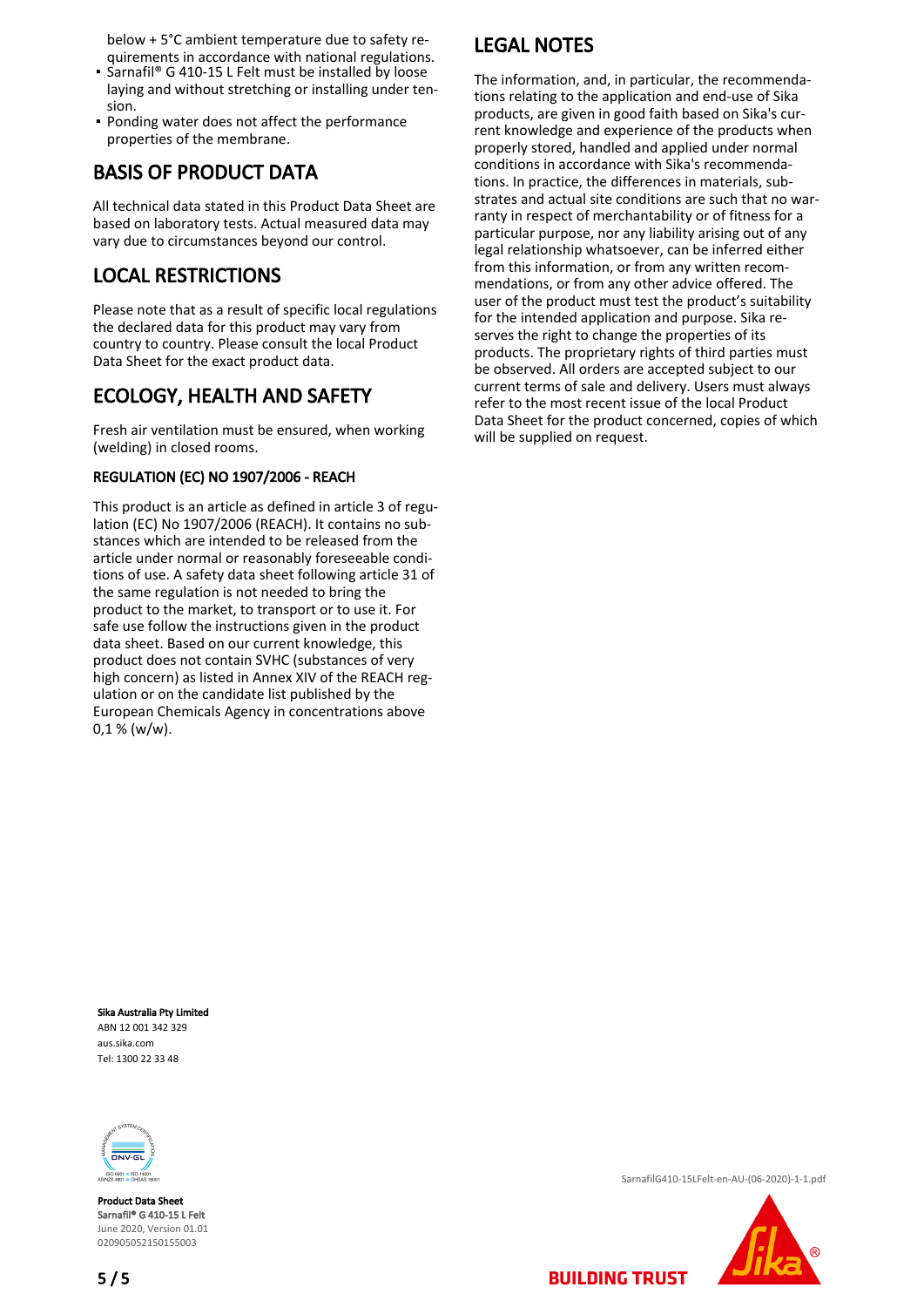below + 5°C ambient temperature due to safety requirements in accordance with national regulations.

- Sarnafil® G 410-15 L Felt must be installed by loose laying and without stretching or installing under tension.
- Ponding water does not affect the performance properties of the membrane.

## BASIS OF PRODUCT DATA

All technical data stated in this Product Data Sheet are based on laboratory tests. Actual measured data may vary due to circumstances beyond our control.

## LOCAL RESTRICTIONS

Please note that as a result of specific local regulations the declared data for this product may vary from country to country. Please consult the local Product Data Sheet for the exact product data.

## ECOLOGY, HEALTH AND SAFETY

Fresh air ventilation must be ensured, when working (welding) in closed rooms.

### REGULATION (EC) NO 1907/2006 - REACH

This product is an article as defined in article 3 of regulation (EC) No 1907/2006 (REACH). It contains no substances which are intended to be released from the article under normal or reasonably foreseeable conditions of use. A safety data sheet following article 31 of the same regulation is not needed to bring the product to the market, to transport or to use it. For safe use follow the instructions given in the product data sheet. Based on our current knowledge, this product does not contain SVHC (substances of very high concern) as listed in Annex XIV of the REACH regulation or on the candidate list published by the European Chemicals Agency in concentrations above 0,1 % (w/w).

## LEGAL NOTES

The information, and, in particular, the recommendations relating to the application and end-use of Sika products, are given in good faith based on Sika's current knowledge and experience of the products when properly stored, handled and applied under normal conditions in accordance with Sika's recommendations. In practice, the differences in materials, substrates and actual site conditions are such that no warranty in respect of merchantability or of fitness for a particular purpose, nor any liability arising out of any legal relationship whatsoever, can be inferred either from this information, or from any written recommendations, or from any other advice offered. The user of the product must test the product's suitability for the intended application and purpose. Sika reserves the right to change the properties of its products. The proprietary rights of third parties must be observed. All orders are accepted subject to our current terms of sale and delivery. Users must always refer to the most recent issue of the local Product Data Sheet for the product concerned, copies of which will be supplied on request.

**Sika Australia Pty Limited**
ABN 12 001 342 329
aus.sika.com
Tel: 1300 22 33 48